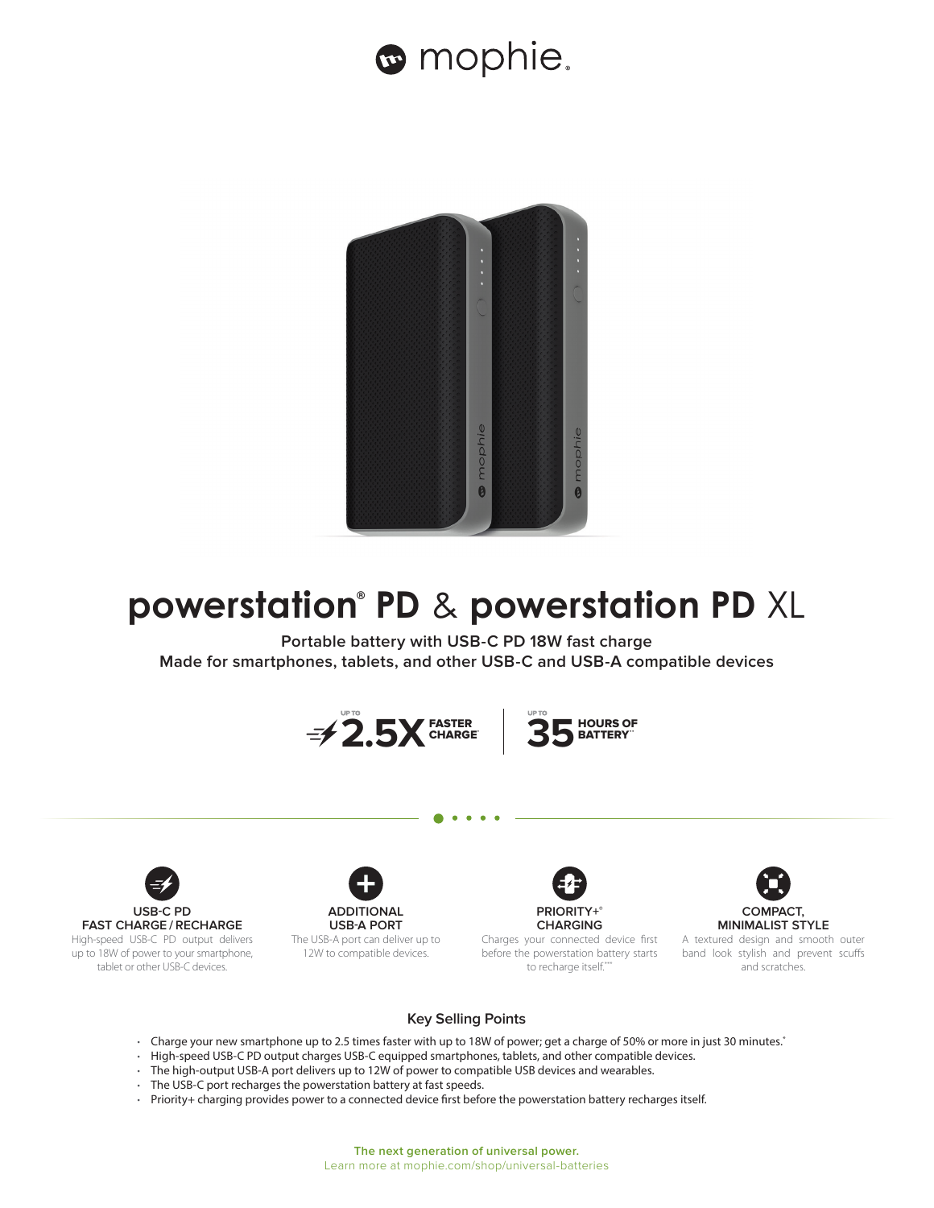mophie

# powerstation® PD & powerstation PD XL

**Portable battery with USB-C PD 18W fast charge**
**Made for smartphones, tablets, and other USB-C and USB-A compatible devices**

UP TO **2.5X** FASTER CHARGE*

UP TO **35** HOURS OF BATTERY**

**USB-C PD FAST CHARGE / RECHARGE**
High-speed USB-C PD output delivers up to 18W of power to your smartphone, tablet or other USB-C devices.

**ADDITIONAL USB-A PORT**
The USB-A port can deliver up to 12W to compatible devices.

**PRIORITY+® CHARGING**
Charges your connected device first before the powerstation battery starts to recharge itself.***

**COMPACT, MINIMALIST STYLE**
A textured design and smooth outer band look stylish and prevent scuffs and scratches.

## Key Selling Points

- Charge your new smartphone up to 2.5 times faster with up to 18W of power; get a charge of 50% or more in just 30 minutes.*
- High-speed USB-C PD output charges USB-C equipped smartphones, tablets, and other compatible devices.
- The high-output USB-A port delivers up to 12W of power to compatible USB devices and wearables.
- The USB-C port recharges the powerstation battery at fast speeds.
- Priority+ charging provides power to a connected device first before the powerstation battery recharges itself.

**The next generation of universal power.**
Learn more at mophie.com/shop/universal-batteries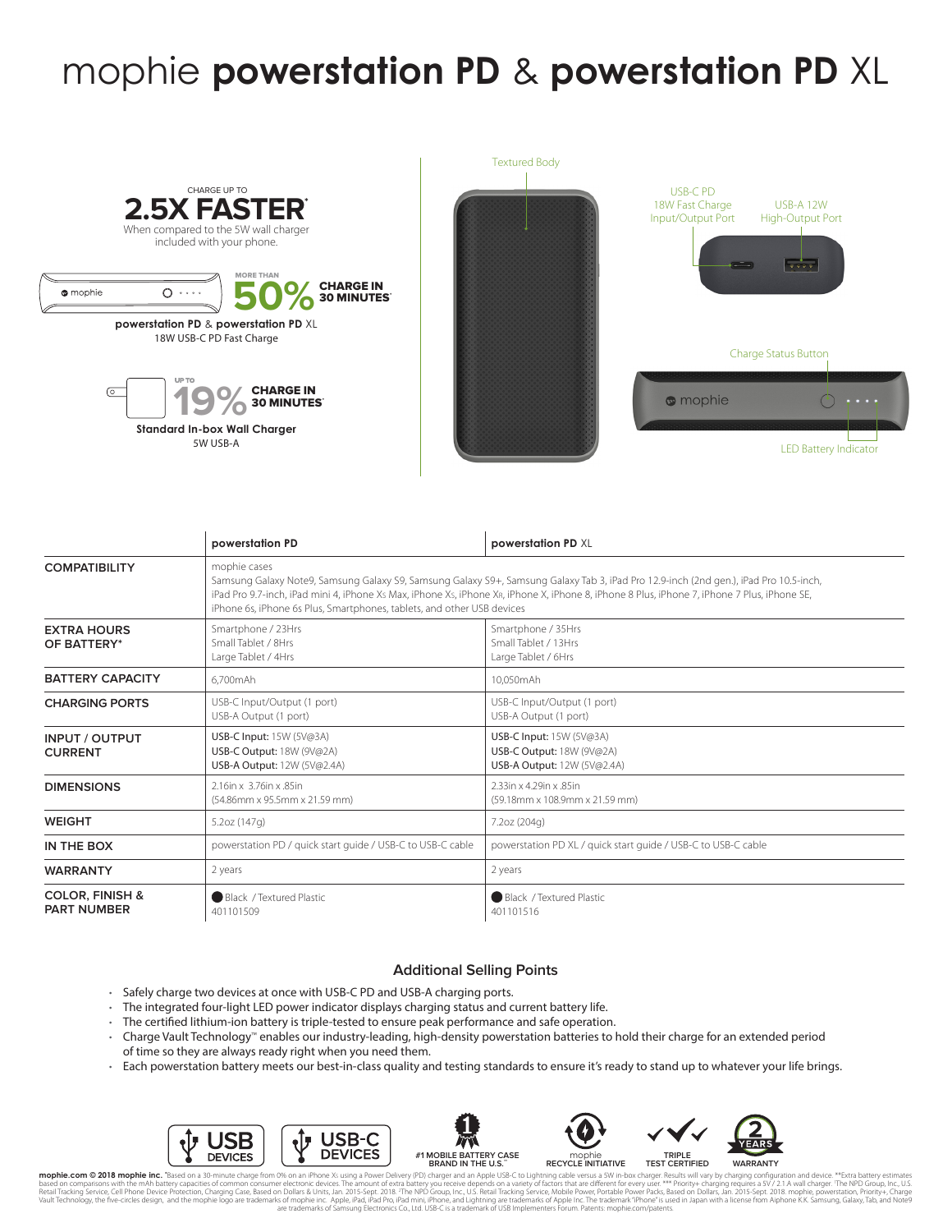# mophie **powerstation PD** & **powerstation PD** XL

CHARGE UP TO

**2.5X FASTER***

When compared to the 5W wall charger included with your phone.

MORE THAN **50%** CHARGE IN 30 MINUTES*

**powerstation PD** & **powerstation PD** XL

18W USB-C PD Fast Charge

UP TO **19%** CHARGE IN 30 MINUTES*

**Standard In-box Wall Charger**

5W USB-A

Textured Body

USB-C PD 18W Fast Charge Input/Output Port

USB-A 12W High-Output Port

Charge Status Button

LED Battery Indicator

| | powerstation PD | powerstation PD XL |
|---|---|---|
| **COMPATIBILITY** | mophie cases<br>Samsung Galaxy Note9, Samsung Galaxy S9, Samsung Galaxy S9+, Samsung Galaxy Tab 3, iPad Pro 12.9-inch (2nd gen.), iPad Pro 10.5-inch, iPad Pro 9.7-inch, iPad mini 4, iPhone Xs Max, iPhone Xs, iPhone XR, iPhone X, iPhone 8, iPhone 8 Plus, iPhone 7, iPhone 7 Plus, iPhone SE, iPhone 6s, iPhone 6s Plus, Smartphones, tablets, and other USB devices | |
| **EXTRA HOURS OF BATTERY*** | Smartphone / 23Hrs<br>Small Tablet / 8Hrs<br>Large Tablet / 4Hrs | Smartphone / 35Hrs<br>Small Tablet / 13Hrs<br>Large Tablet / 6Hrs |
| **BATTERY CAPACITY** | 6,700mAh | 10,050mAh |
| **CHARGING PORTS** | USB-C Input/Output (1 port)<br>USB-A Output (1 port) | USB-C Input/Output (1 port)<br>USB-A Output (1 port) |
| **INPUT / OUTPUT CURRENT** | USB-C Input: 15W (5V@3A)<br>USB-C Output: 18W (9V@2A)<br>USB-A Output: 12W (5V@2.4A) | USB-C Input: 15W (5V@3A)<br>USB-C Output: 18W (9V@2A)<br>USB-A Output: 12W (5V@2.4A) |
| **DIMENSIONS** | 2.16in x 3.76in x .85in<br>(54.86mm x 95.5mm x 21.59 mm) | 2.33in x 4.29in x .85in<br>(59.18mm x 108.9mm x 21.59 mm) |
| **WEIGHT** | 5.2oz (147g) | 7.2oz (204g) |
| **IN THE BOX** | powerstation PD / quick start guide / USB-C to USB-C cable | powerstation PD XL / quick start guide / USB-C to USB-C cable |
| **WARRANTY** | 2 years | 2 years |
| **COLOR, FINISH & PART NUMBER** | Black / Textured Plastic<br>401101509 | Black / Textured Plastic<br>401101516 |

## Additional Selling Points

- Safely charge two devices at once with USB-C PD and USB-A charging ports.
- The integrated four-light LED power indicator displays charging status and current battery life.
- The certified lithium-ion battery is triple-tested to ensure peak performance and safe operation.
- Charge Vault Technology™ enables our industry-leading, high-density powerstation batteries to hold their charge for an extended period of time so they are always ready right when you need them.
- Each powerstation battery meets our best-in-class quality and testing standards to ensure it's ready to stand up to whatever your life brings.

USB DEVICES | USB-C DEVICES | #1 MOBILE BATTERY CASE BRAND IN THE U.S.[1] | mophie RECYCLE INITIATIVE | TRIPLE TEST CERTIFIED | 2 YEARS WARRANTY

**mophie.com © 2018 mophie inc.** *Based on a 30-minute charge from 0% on an iPhone Xs using a Power Delivery (PD) charger and an Apple USB-C to Lightning cable versus a 5W in-box charger. Results will vary by charging configuration and device. **Extra battery estimates based on comparisons with the mAh battery capacities of common consumer electronic devices. The amount of extra battery you receive depends on a variety of factors that are different for every user. *** Priority+ charging requires a 5V / 2.1 A wall charger. [1]The NPD Group, Inc., U.S. Retail Tracking Service, Cell Phone Device Protection, Charging Case, Based on Dollars & Units, Jan. 2015-Sept. 2018. [2]The NPD Group, Inc., U.S. Retail Tracking Service, Mobile Power, Portable Power Packs, Based on Dollars, Jan. 2015-Sept. 2018. mophie, powerstation, Priority+, Charge Vault Technology, the five-circles design, and the mophie logo are trademarks of mophie inc. Apple, iPad, iPad Pro, iPad mini, iPhone, and Lightning are trademarks of Apple Inc. The trademark "iPhone" is used in Japan with a license from Aiphone K.K. Samsung, Galaxy, Tab, and Note9 are trademarks of Samsung Electronics Co., Ltd. USB-C is a trademark of USB Implementers Forum. Patents: mophie.com/patents.